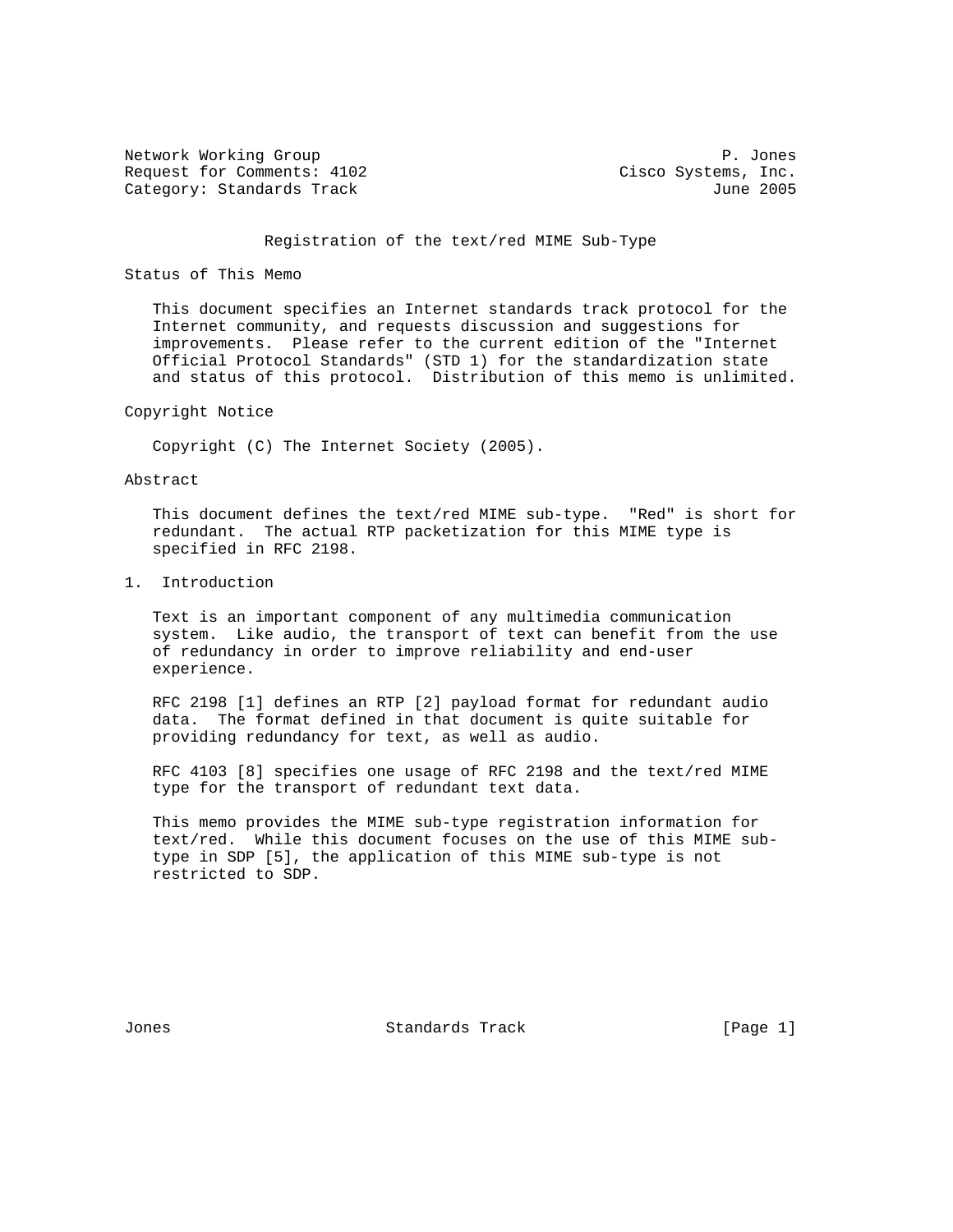Network Working Group P. Jones
Request for Comments: 4102 Cisco Systems, Inc.
Category: Standards Track June 2005

# Registration of the text/red MIME Sub-Type

## Status of This Memo

This document specifies an Internet standards track protocol for the Internet community, and requests discussion and suggestions for improvements. Please refer to the current edition of the "Internet Official Protocol Standards" (STD 1) for the standardization state and status of this protocol. Distribution of this memo is unlimited.

## Copyright Notice

Copyright (C) The Internet Society (2005).

## Abstract

This document defines the text/red MIME sub-type. "Red" is short for redundant. The actual RTP packetization for this MIME type is specified in RFC 2198.

## 1. Introduction

Text is an important component of any multimedia communication system. Like audio, the transport of text can benefit from the use of redundancy in order to improve reliability and end-user experience.

RFC 2198 [1] defines an RTP [2] payload format for redundant audio data. The format defined in that document is quite suitable for providing redundancy for text, as well as audio.

RFC 4103 [8] specifies one usage of RFC 2198 and the text/red MIME type for the transport of redundant text data.

This memo provides the MIME sub-type registration information for text/red. While this document focuses on the use of this MIME sub-type in SDP [5], the application of this MIME sub-type is not restricted to SDP.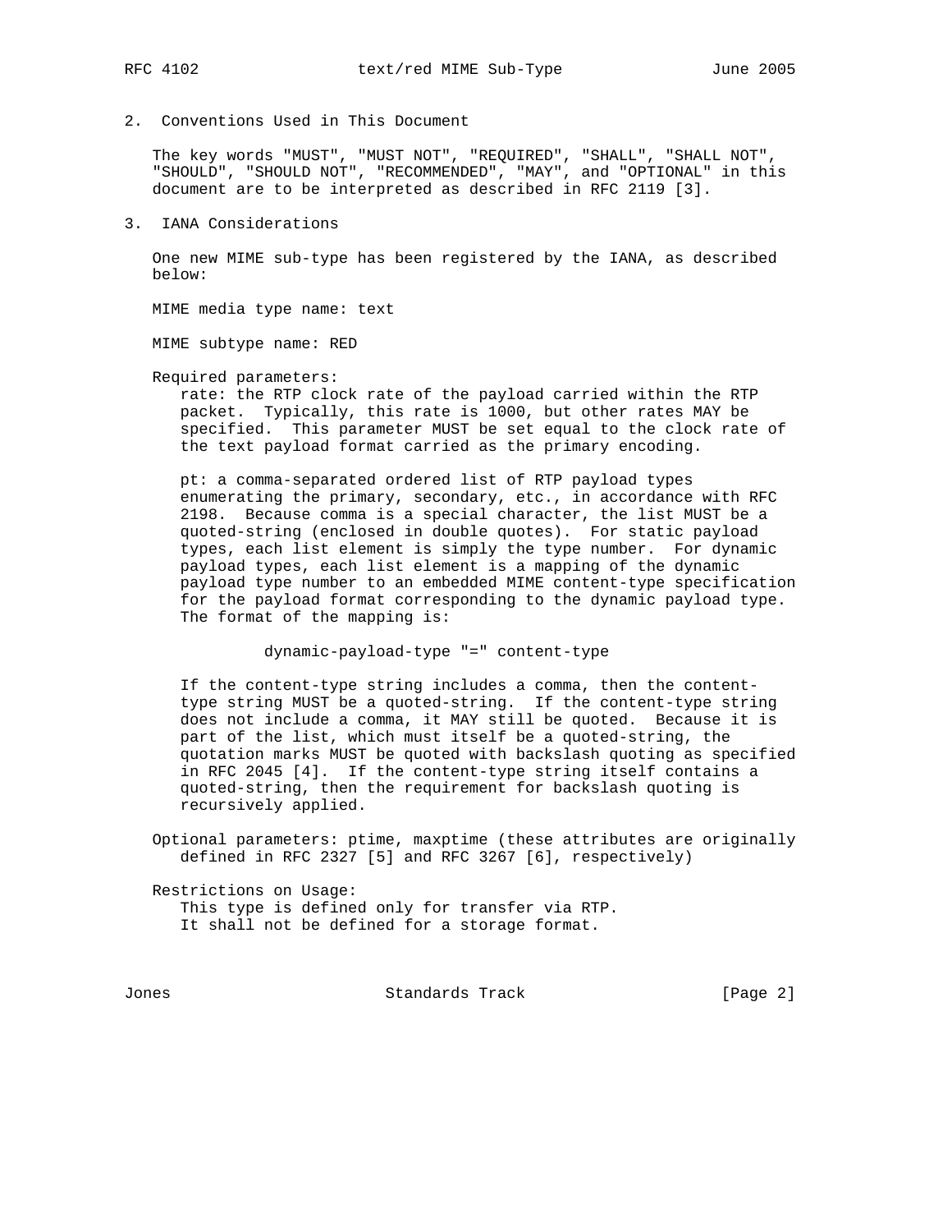## 2. Conventions Used in This Document

The key words "MUST", "MUST NOT", "REQUIRED", "SHALL", "SHALL NOT", "SHOULD", "SHOULD NOT", "RECOMMENDED", "MAY", and "OPTIONAL" in this document are to be interpreted as described in RFC 2119 [3].

## 3. IANA Considerations

One new MIME sub-type has been registered by the IANA, as described below:

MIME media type name: text

MIME subtype name: RED

Required parameters:

rate: the RTP clock rate of the payload carried within the RTP packet. Typically, this rate is 1000, but other rates MAY be specified. This parameter MUST be set equal to the clock rate of the text payload format carried as the primary encoding.

pt: a comma-separated ordered list of RTP payload types enumerating the primary, secondary, etc., in accordance with RFC 2198. Because comma is a special character, the list MUST be a quoted-string (enclosed in double quotes). For static payload types, each list element is simply the type number. For dynamic payload types, each list element is a mapping of the dynamic payload type number to an embedded MIME content-type specification for the payload format corresponding to the dynamic payload type. The format of the mapping is:

```
dynamic-payload-type "=" content-type
```

If the content-type string includes a comma, then the content-type string MUST be a quoted-string. If the content-type string does not include a comma, it MAY still be quoted. Because it is part of the list, which must itself be a quoted-string, the quotation marks MUST be quoted with backslash quoting as specified in RFC 2045 [4]. If the content-type string itself contains a quoted-string, then the requirement for backslash quoting is recursively applied.

Optional parameters: ptime, maxptime (these attributes are originally defined in RFC 2327 [5] and RFC 3267 [6], respectively)

Restrictions on Usage:
This type is defined only for transfer via RTP.
It shall not be defined for a storage format.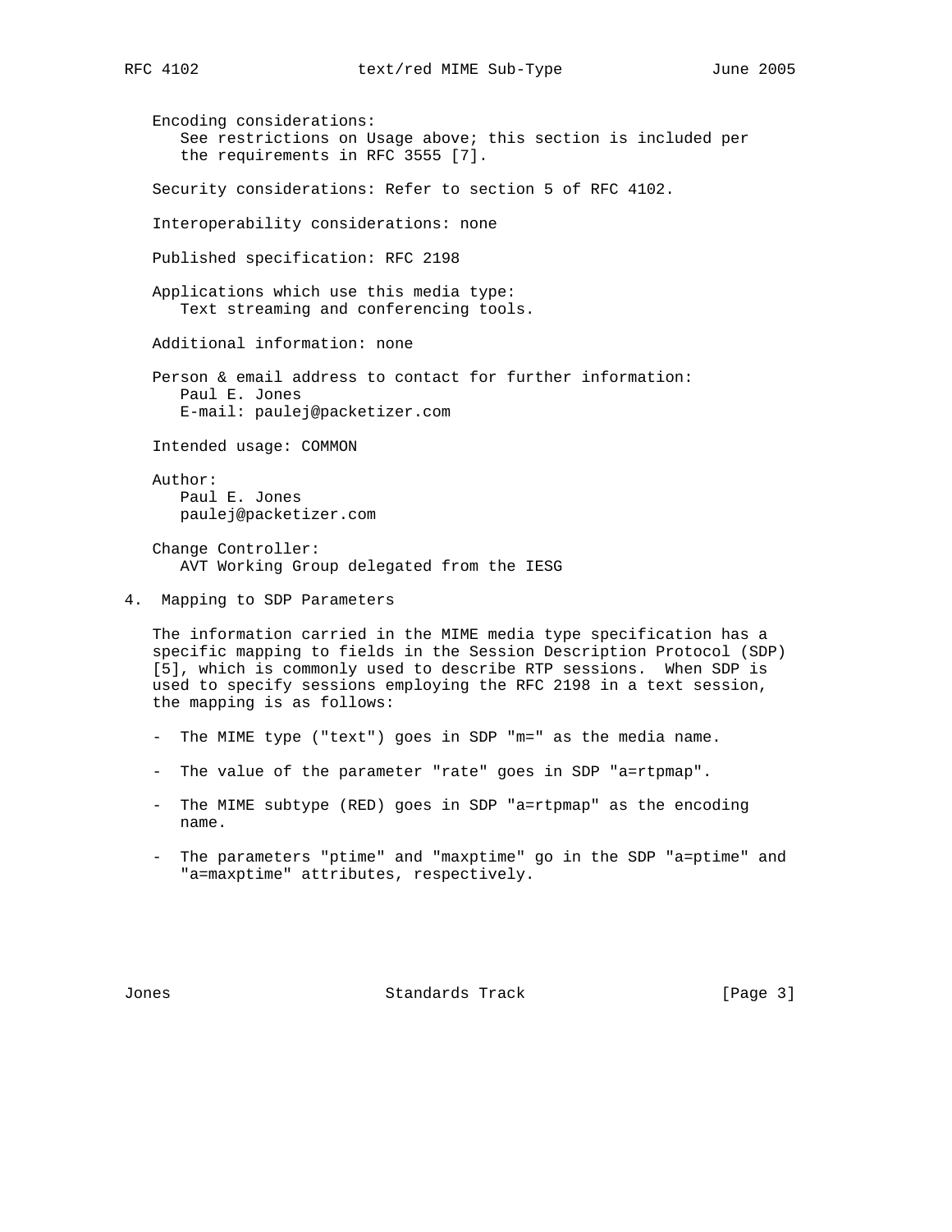Encoding considerations:
See restrictions on Usage above; this section is included per the requirements in RFC 3555 [7].

Security considerations: Refer to section 5 of RFC 4102.

Interoperability considerations: none

Published specification: RFC 2198

Applications which use this media type:
Text streaming and conferencing tools.

Additional information: none

Person & email address to contact for further information:
Paul E. Jones
E-mail: paulej@packetizer.com

Intended usage: COMMON

Author:
Paul E. Jones
paulej@packetizer.com

Change Controller:
AVT Working Group delegated from the IESG

## 4. Mapping to SDP Parameters

The information carried in the MIME media type specification has a specific mapping to fields in the Session Description Protocol (SDP) [5], which is commonly used to describe RTP sessions. When SDP is used to specify sessions employing the RFC 2198 in a text session, the mapping is as follows:

- The MIME type ("text") goes in SDP "m=" as the media name.
- The value of the parameter "rate" goes in SDP "a=rtpmap".
- The MIME subtype (RED) goes in SDP "a=rtpmap" as the encoding name.
- The parameters "ptime" and "maxptime" go in the SDP "a=ptime" and "a=maxptime" attributes, respectively.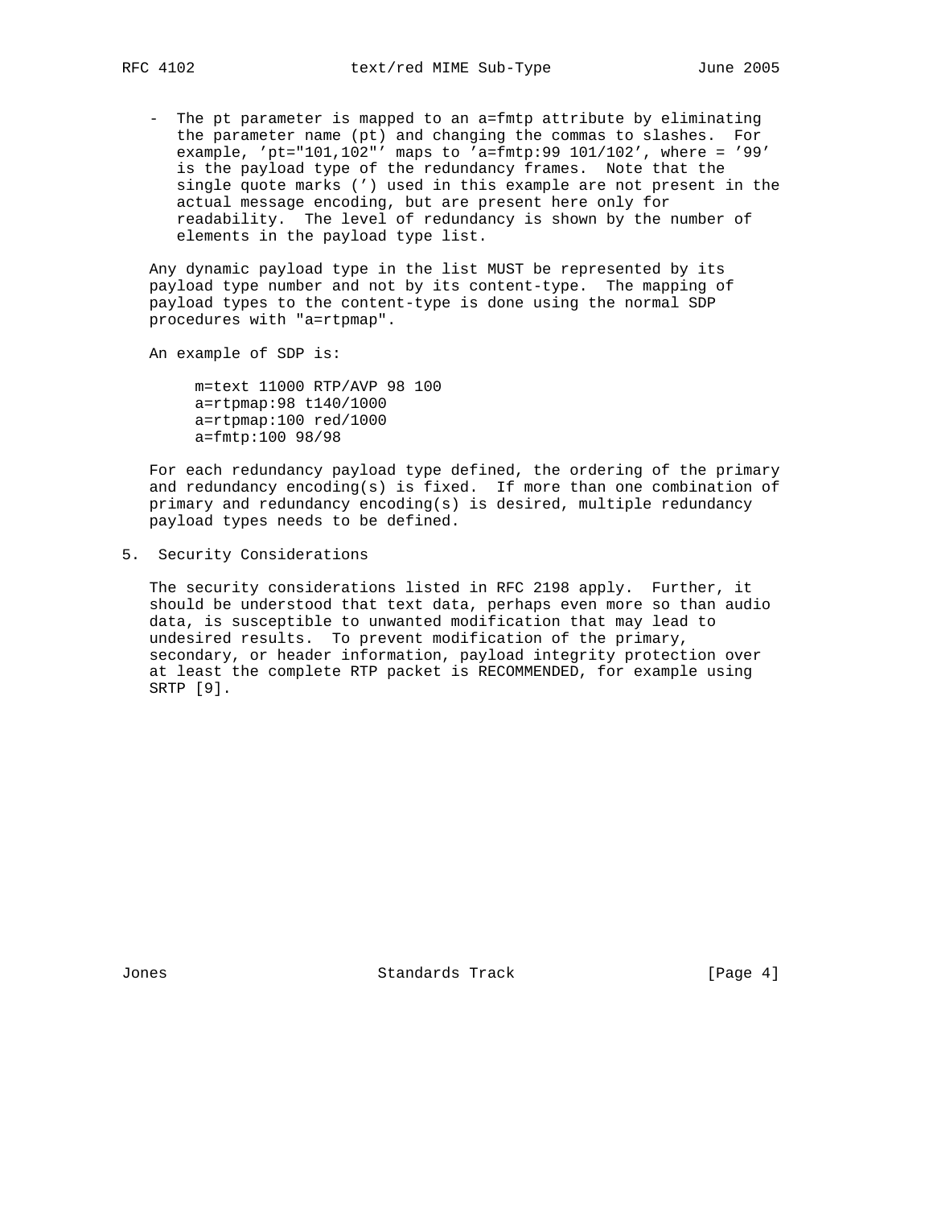- The pt parameter is mapped to an a=fmtp attribute by eliminating the parameter name (pt) and changing the commas to slashes. For example, 'pt="101,102"' maps to 'a=fmtp:99 101/102', where = '99' is the payload type of the redundancy frames. Note that the single quote marks (') used in this example are not present in the actual message encoding, but are present here only for readability. The level of redundancy is shown by the number of elements in the payload type list.

Any dynamic payload type in the list MUST be represented by its payload type number and not by its content-type. The mapping of payload types to the content-type is done using the normal SDP procedures with "a=rtpmap".

An example of SDP is:

```
m=text 11000 RTP/AVP 98 100
a=rtpmap:98 t140/1000
a=rtpmap:100 red/1000
a=fmtp:100 98/98
```

For each redundancy payload type defined, the ordering of the primary and redundancy encoding(s) is fixed. If more than one combination of primary and redundancy encoding(s) is desired, multiple redundancy payload types needs to be defined.

## 5. Security Considerations

The security considerations listed in RFC 2198 apply. Further, it should be understood that text data, perhaps even more so than audio data, is susceptible to unwanted modification that may lead to undesired results. To prevent modification of the primary, secondary, or header information, payload integrity protection over at least the complete RTP packet is RECOMMENDED, for example using SRTP [9].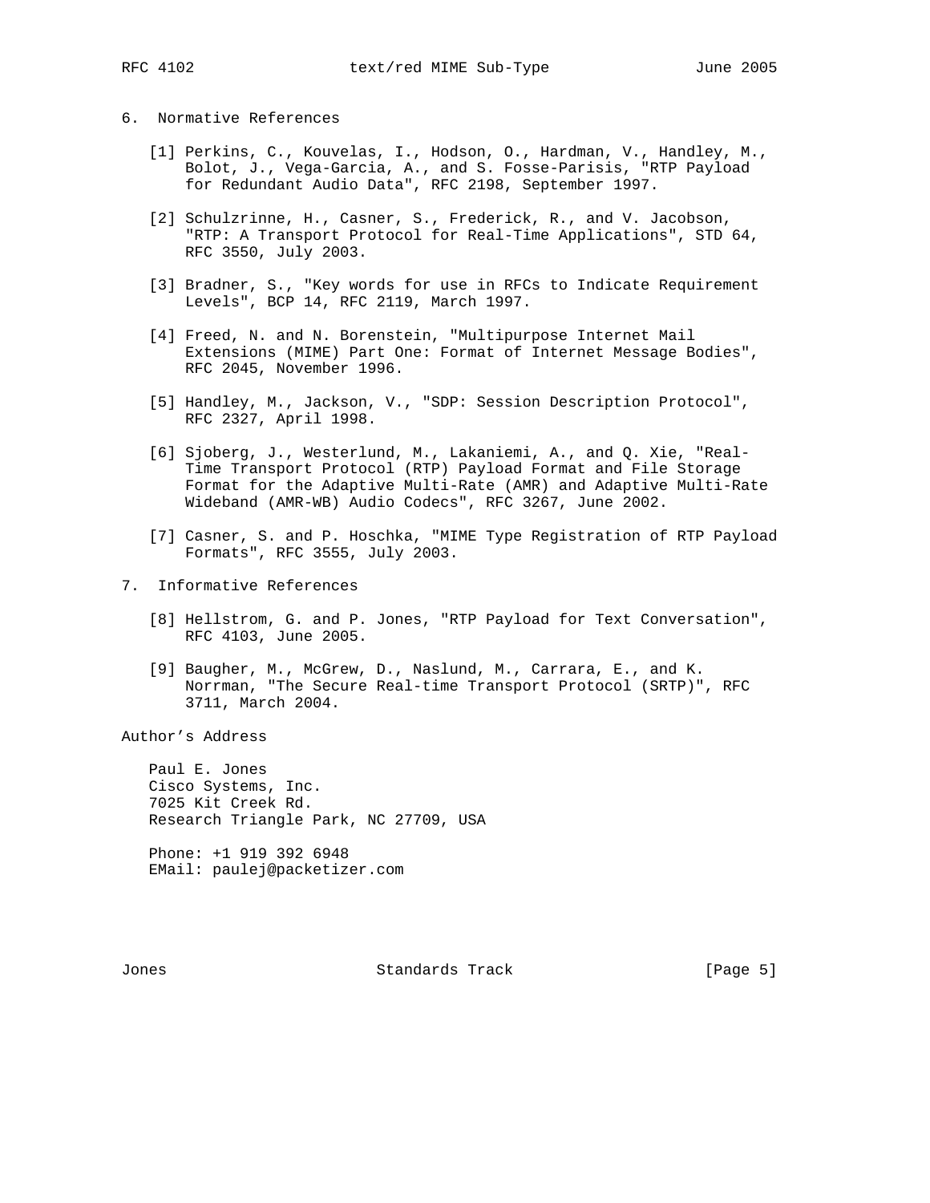## 6. Normative References

[1] Perkins, C., Kouvelas, I., Hodson, O., Hardman, V., Handley, M., Bolot, J., Vega-Garcia, A., and S. Fosse-Parisis, "RTP Payload for Redundant Audio Data", RFC 2198, September 1997.

[2] Schulzrinne, H., Casner, S., Frederick, R., and V. Jacobson, "RTP: A Transport Protocol for Real-Time Applications", STD 64, RFC 3550, July 2003.

[3] Bradner, S., "Key words for use in RFCs to Indicate Requirement Levels", BCP 14, RFC 2119, March 1997.

[4] Freed, N. and N. Borenstein, "Multipurpose Internet Mail Extensions (MIME) Part One: Format of Internet Message Bodies", RFC 2045, November 1996.

[5] Handley, M., Jackson, V., "SDP: Session Description Protocol", RFC 2327, April 1998.

[6] Sjoberg, J., Westerlund, M., Lakaniemi, A., and Q. Xie, "Real-Time Transport Protocol (RTP) Payload Format and File Storage Format for the Adaptive Multi-Rate (AMR) and Adaptive Multi-Rate Wideband (AMR-WB) Audio Codecs", RFC 3267, June 2002.

[7] Casner, S. and P. Hoschka, "MIME Type Registration of RTP Payload Formats", RFC 3555, July 2003.

## 7. Informative References

[8] Hellstrom, G. and P. Jones, "RTP Payload for Text Conversation", RFC 4103, June 2005.

[9] Baugher, M., McGrew, D., Naslund, M., Carrara, E., and K. Norrman, "The Secure Real-time Transport Protocol (SRTP)", RFC 3711, March 2004.

## Author's Address

Paul E. Jones
Cisco Systems, Inc.
7025 Kit Creek Rd.
Research Triangle Park, NC 27709, USA

Phone: +1 919 392 6948
EMail: paulej@packetizer.com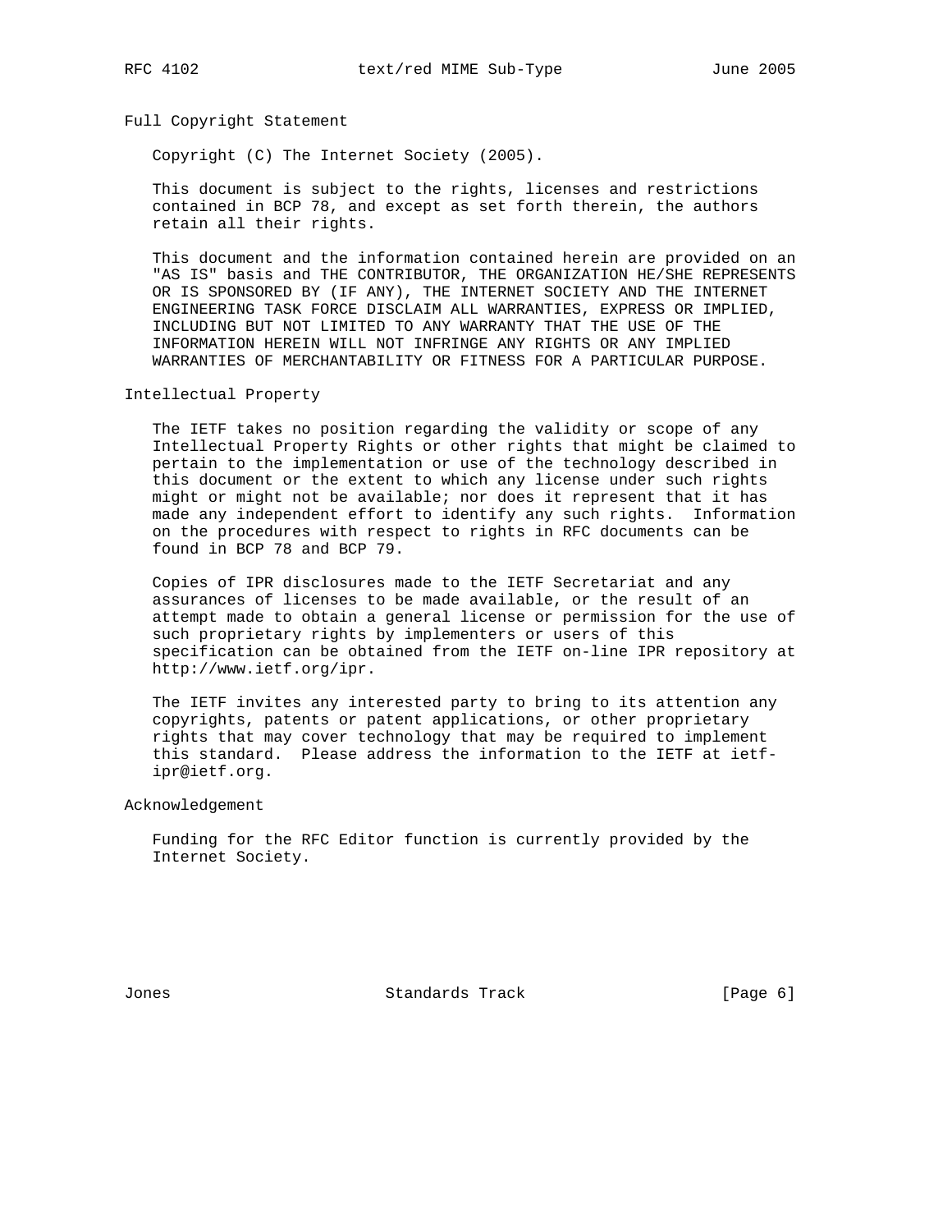## Full Copyright Statement

Copyright (C) The Internet Society (2005).

This document is subject to the rights, licenses and restrictions contained in BCP 78, and except as set forth therein, the authors retain all their rights.

This document and the information contained herein are provided on an "AS IS" basis and THE CONTRIBUTOR, THE ORGANIZATION HE/SHE REPRESENTS OR IS SPONSORED BY (IF ANY), THE INTERNET SOCIETY AND THE INTERNET ENGINEERING TASK FORCE DISCLAIM ALL WARRANTIES, EXPRESS OR IMPLIED, INCLUDING BUT NOT LIMITED TO ANY WARRANTY THAT THE USE OF THE INFORMATION HEREIN WILL NOT INFRINGE ANY RIGHTS OR ANY IMPLIED WARRANTIES OF MERCHANTABILITY OR FITNESS FOR A PARTICULAR PURPOSE.

## Intellectual Property

The IETF takes no position regarding the validity or scope of any Intellectual Property Rights or other rights that might be claimed to pertain to the implementation or use of the technology described in this document or the extent to which any license under such rights might or might not be available; nor does it represent that it has made any independent effort to identify any such rights. Information on the procedures with respect to rights in RFC documents can be found in BCP 78 and BCP 79.

Copies of IPR disclosures made to the IETF Secretariat and any assurances of licenses to be made available, or the result of an attempt made to obtain a general license or permission for the use of such proprietary rights by implementers or users of this specification can be obtained from the IETF on-line IPR repository at http://www.ietf.org/ipr.

The IETF invites any interested party to bring to its attention any copyrights, patents or patent applications, or other proprietary rights that may cover technology that may be required to implement this standard. Please address the information to the IETF at ietf-ipr@ietf.org.

## Acknowledgement

Funding for the RFC Editor function is currently provided by the Internet Society.